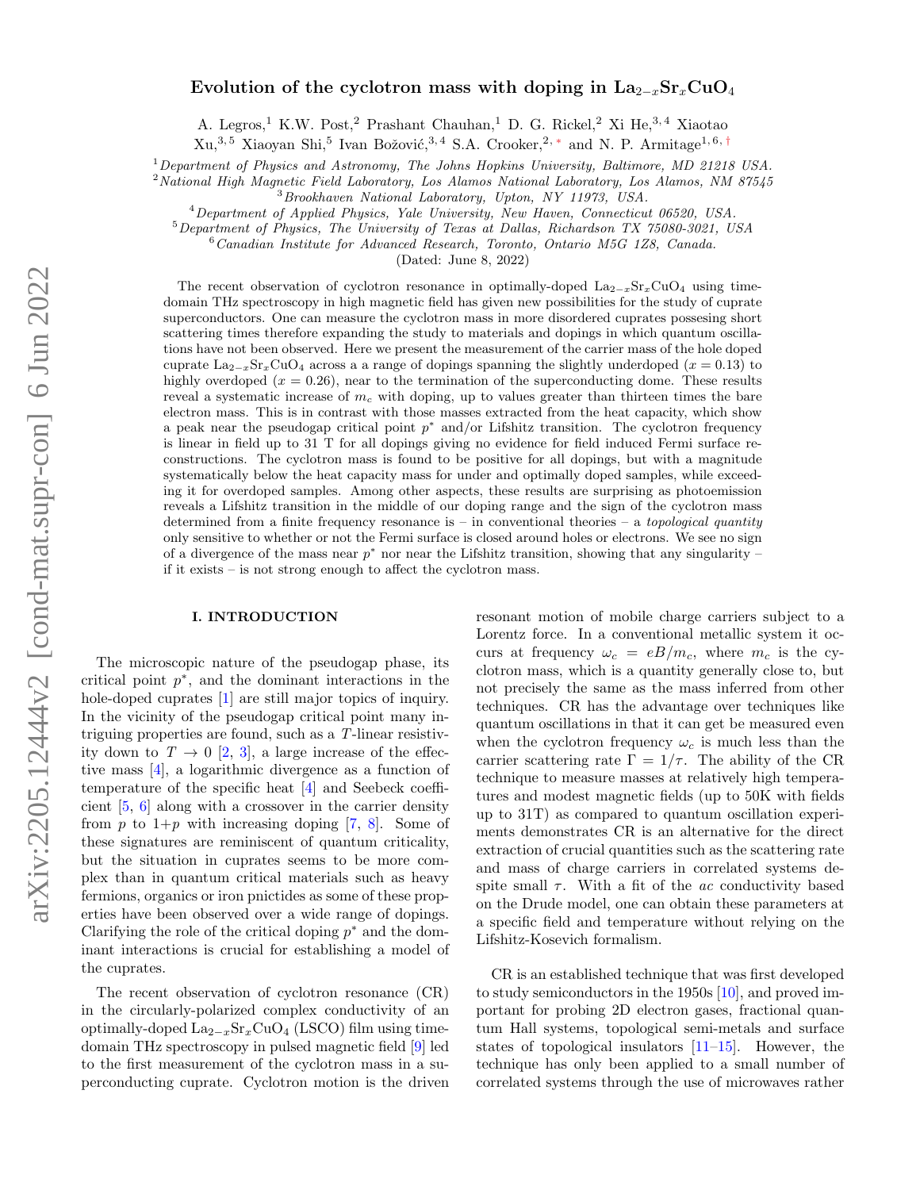# Evolution of the cyclotron mass with doping in $La_{2-x}Sr_xCuO_4$

A. Legros,[1] K.W. Post,[2] Prashant Chauhan,[1] D. G. Rickel,[2] Xi He,[3,4] Xiaotao Xu,[3,5] Xiaoyan Shi,[5] Ivan Božović,[3,4] S.A. Crooker,[2,*] and N. P. Armitage[1,6,†]

[1] *Department of Physics and Astronomy, The Johns Hopkins University, Baltimore, MD 21218 USA.*
[2] *National High Magnetic Field Laboratory, Los Alamos National Laboratory, Los Alamos, NM 87545*
[3] *Brookhaven National Laboratory, Upton, NY 11973, USA.*
[4] *Department of Applied Physics, Yale University, New Haven, Connecticut 06520, USA.*
[5] *Department of Physics, The University of Texas at Dallas, Richardson TX 75080-3021, USA*
[6] *Canadian Institute for Advanced Research, Toronto, Ontario M5G 1Z8, Canada.*

(Dated: June 8, 2022)

The recent observation of cyclotron resonance in optimally-doped $La_{2-x}Sr_xCuO_4$ using time-domain THz spectroscopy in high magnetic field has given new possibilities for the study of cuprate superconductors. One can measure the cyclotron mass in more disordered cuprates possesing short scattering times therefore expanding the study to materials and dopings in which quantum oscillations have not been observed. Here we present the measurement of the carrier mass of the hole doped cuprate $La_{2-x}Sr_xCuO_4$ across a a range of dopings spanning the slightly underdoped ($x = 0.13$) to highly overdoped ($x = 0.26$), near to the termination of the superconducting dome. These results reveal a systematic increase of $m_c$ with doping, up to values greater than thirteen times the bare electron mass. This is in contrast with those masses extracted from the heat capacity, which show a peak near the pseudogap critical point $p^*$ and/or Lifshitz transition. The cyclotron frequency is linear in field up to 31 T for all dopings giving no evidence for field induced Fermi surface reconstructions. The cyclotron mass is found to be positive for all dopings, but with a magnitude systematically below the heat capacity mass for under and optimally doped samples, while exceeding it for overdoped samples. Among other aspects, these results are surprising as photoemission reveals a Lifshitz transition in the middle of our doping range and the sign of the cyclotron mass determined from a finite frequency resonance is – in conventional theories – a *topological quantity* only sensitive to whether or not the Fermi surface is closed around holes or electrons. We see no sign of a divergence of the mass near $p^*$ nor near the Lifshitz transition, showing that any singularity – if it exists – is not strong enough to affect the cyclotron mass.

## I. INTRODUCTION

The microscopic nature of the pseudogap phase, its critical point $p^*$, and the dominant interactions in the hole-doped cuprates [1] are still major topics of inquiry. In the vicinity of the pseudogap critical point many intriguing properties are found, such as a $T$-linear resistivity down to $T \to 0$ [2, 3], a large increase of the effective mass [4], a logarithmic divergence as a function of temperature of the specific heat [4] and Seebeck coefficient [5, 6] along with a crossover in the carrier density from $p$ to $1+p$ with increasing doping [7, 8]. Some of these signatures are reminiscent of quantum criticality, but the situation in cuprates seems to be more complex than in quantum critical materials such as heavy fermions, organics or iron pnictides as some of these properties have been observed over a wide range of dopings. Clarifying the role of the critical doping $p^*$ and the dominant interactions is crucial for establishing a model of the cuprates.

The recent observation of cyclotron resonance (CR) in the circularly-polarized complex conductivity of an optimally-doped $La_{2-x}Sr_xCuO_4$ (LSCO) film using time-domain THz spectroscopy in pulsed magnetic field [9] led to the first measurement of the cyclotron mass in a superconducting cuprate. Cyclotron motion is the driven resonant motion of mobile charge carriers subject to a Lorentz force. In a conventional metallic system it occurs at frequency $\omega_c = eB/m_c$, where $m_c$ is the cyclotron mass, which is a quantity generally close to, but not precisely the same as the mass inferred from other techniques. CR has the advantage over techniques like quantum oscillations in that it can get be measured even when the cyclotron frequency $\omega_c$ is much less than the carrier scattering rate $\Gamma = 1/\tau$. The ability of the CR technique to measure masses at relatively high temperatures and modest magnetic fields (up to 50K with fields up to 31T) as compared to quantum oscillation experiments demonstrates CR is an alternative for the direct extraction of crucial quantities such as the scattering rate and mass of charge carriers in correlated systems despite small $\tau$. With a fit of the *ac* conductivity based on the Drude model, one can obtain these parameters at a specific field and temperature without relying on the Lifshitz-Kosevich formalism.

CR is an established technique that was first developed to study semiconductors in the 1950s [10], and proved important for probing 2D electron gases, fractional quantum Hall systems, topological semi-metals and surface states of topological insulators [11–15]. However, the technique has only been applied to a small number of correlated systems through the use of microwaves rather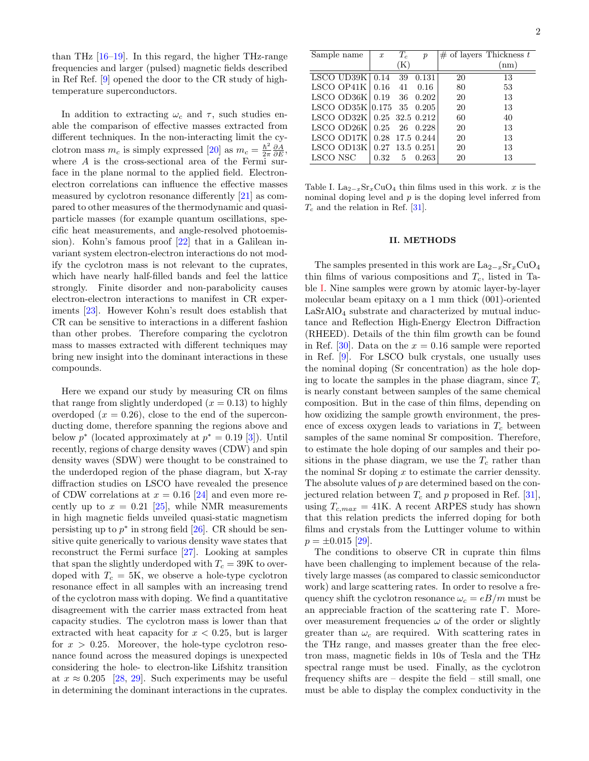than THz [16–19]. In this regard, the higher THz-range frequencies and larger (pulsed) magnetic fields described in Ref Ref. [9] opened the door to the CR study of high-temperature superconductors.

In addition to extracting $\omega_c$ and $\tau$, such studies enable the comparison of effective masses extracted from different techniques. In the non-interacting limit the cyclotron mass $m_c$ is simply expressed [20] as $m_c = \frac{\hbar^2}{2\pi}\frac{\partial A}{\partial E}$, where $A$ is the cross-sectional area of the Fermi surface in the plane normal to the applied field. Electron-electron correlations can influence the effective masses measured by cyclotron resonance differently [21] as compared to other measures of the thermodynamic and quasiparticle masses (for example quantum oscillations, specific heat measurements, and angle-resolved photoemission). Kohn's famous proof [22] that in a Galilean invariant system electron-electron interactions do not modify the cyclotron mass is not relevant to the cuprates, which have nearly half-filled bands and feel the lattice strongly. Finite disorder and non-parabolicity causes electron-electron interactions to manifest in CR experiments [23]. However Kohn's result does establish that CR can be sensitive to interactions in a different fashion than other probes. Therefore comparing the cyclotron mass to masses extracted with different techniques may bring new insight into the dominant interactions in these compounds.

Here we expand our study by measuring CR on films that range from slightly underdoped ($x = 0.13$) to highly overdoped ($x = 0.26$), close to the end of the superconducting dome, therefore spanning the regions above and below $p^*$ (located approximately at $p^* = 0.19$ [3]). Until recently, regions of charge density waves (CDW) and spin density waves (SDW) were thought to be constrained to the underdoped region of the phase diagram, but X-ray diffraction studies on LSCO have revealed the presence of CDW correlations at $x = 0.16$ [24] and even more recently up to $x = 0.21$ [25], while NMR measurements in high magnetic fields unveiled quasi-static magnetism persisting up to $p^*$ in strong field [26]. CR should be sensitive quite generically to various density wave states that reconstruct the Fermi surface [27]. Looking at samples that span the slightly underdoped with $T_c = 39$K to overdoped with $T_c = 5$K, we observe a hole-type cyclotron resonance effect in all samples with an increasing trend of the cyclotron mass with doping. We find a quantitative disagreement with the carrier mass extracted from heat capacity studies. The cyclotron mass is lower than that extracted with heat capacity for $x < 0.25$, but is larger for $x > 0.25$. Moreover, the hole-type cyclotron resonance found across the measured dopings is unexpected considering the hole- to electron-like Lifshitz transition at $x \approx 0.205$ [28, 29]. Such experiments may be useful in determining the dominant interactions in the cuprates.

| Sample name | $x$ | $T_c$ (K) | $p$ | # of layers | Thickness $t$ (nm) |
|---|---|---|---|---|---|
| LSCO UD39K | 0.14 | 39 | 0.131 | 20 | 13 |
| LSCO OP41K | 0.16 | 41 | 0.16 | 80 | 53 |
| LSCO OD36K | 0.19 | 36 | 0.202 | 20 | 13 |
| LSCO OD35K | 0.175 | 35 | 0.205 | 20 | 13 |
| LSCO OD32K | 0.25 | 32.5 | 0.212 | 60 | 40 |
| LSCO OD26K | 0.25 | 26 | 0.228 | 20 | 13 |
| LSCO OD17K | 0.28 | 17.5 | 0.244 | 20 | 13 |
| LSCO OD13K | 0.27 | 13.5 | 0.251 | 20 | 13 |
| LSCO NSC | 0.32 | 5 | 0.263 | 20 | 13 |

Table I. $La_{2-x}Sr_xCuO_4$ thin films used in this work. $x$ is the nominal doping level and $p$ is the doping level inferred from $T_c$ and the relation in Ref. [31].

## II. METHODS

The samples presented in this work are $La_{2-x}Sr_xCuO_4$ thin films of various compositions and $T_c$, listed in Table I. Nine samples were grown by atomic layer-by-layer molecular beam epitaxy on a 1 mm thick (001)-oriented $LaSrAlO_4$ substrate and characterized by mutual inductance and Reflection High-Energy Electron Diffraction (RHEED). Details of the thin film growth can be found in Ref. [30]. Data on the $x = 0.16$ sample were reported in Ref. [9]. For LSCO bulk crystals, one usually uses the nominal doping (Sr concentration) as the hole doping to locate the samples in the phase diagram, since $T_c$ is nearly constant between samples of the same chemical composition. But in the case of thin films, depending on how oxidizing the sample growth environment, the presence of excess oxygen leads to variations in $T_c$ between samples of the same nominal Sr composition. Therefore, to estimate the hole doping of our samples and their positions in the phase diagram, we use the $T_c$ rather than the nominal Sr doping $x$ to estimate the carrier denssity. The absolute values of $p$ are determined based on the conjectured relation between $T_c$ and $p$ proposed in Ref. [31], using $T_{c,max} = 41$K. A recent ARPES study has shown that this relation predicts the inferred doping for both films and crystals from the Luttinger volume to within $p = \pm 0.015$ [29].

The conditions to observe CR in cuprate thin films have been challenging to implement because of the relatively large masses (as compared to classic semiconductor work) and large scattering rates. In order to resolve a frequency shift the cyclotron resonance $\omega_c = eB/m$ must be an appreciable fraction of the scattering rate $\Gamma$. Moreover measurement frequencies $\omega$ of the order or slightly greater than $\omega_c$ are required. With scattering rates in the THz range, and masses greater than the free electron mass, magnetic fields in 10s of Tesla and the THz spectral range must be used. Finally, as the cyclotron frequency shifts are – despite the field – still small, one must be able to display the complex conductivity in the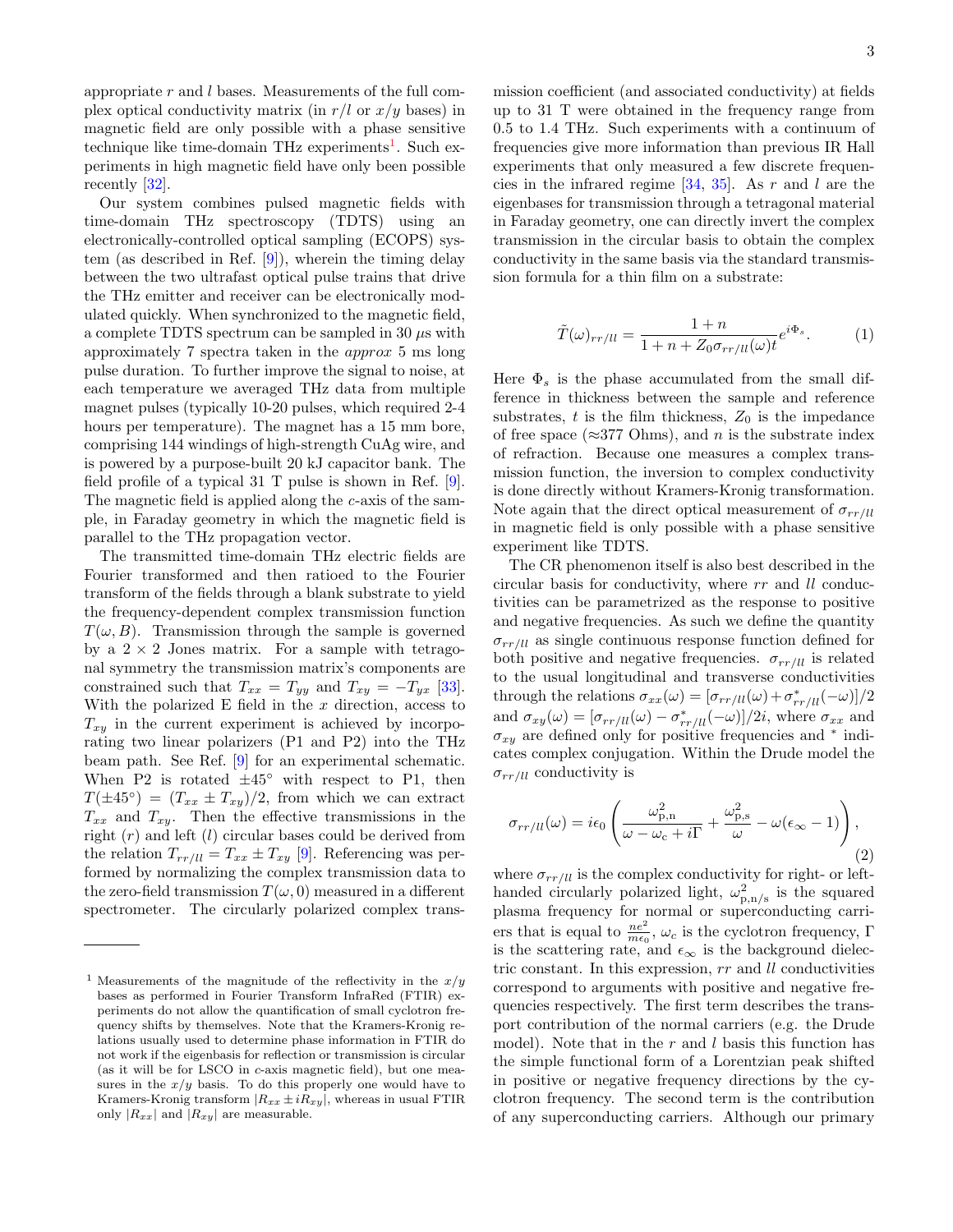appropriate $r$ and $l$ bases. Measurements of the full complex optical conductivity matrix (in $r/l$ or $x/y$ bases) in magnetic field are only possible with a phase sensitive technique like time-domain THz experiments[1]. Such experiments in high magnetic field have only been possible recently [32].

Our system combines pulsed magnetic fields with time-domain THz spectroscopy (TDTS) using an electronically-controlled optical sampling (ECOPS) system (as described in Ref. [9]), wherein the timing delay between the two ultrafast optical pulse trains that drive the THz emitter and receiver can be electronically modulated quickly. When synchronized to the magnetic field, a complete TDTS spectrum can be sampled in 30 $\mu$s with approximately 7 spectra taken in the *approx* 5 ms long pulse duration. To further improve the signal to noise, at each temperature we averaged THz data from multiple magnet pulses (typically 10-20 pulses, which required 2-4 hours per temperature). The magnet has a 15 mm bore, comprising 144 windings of high-strength CuAg wire, and is powered by a purpose-built 20 kJ capacitor bank. The field profile of a typical 31 T pulse is shown in Ref. [9]. The magnetic field is applied along the $c$-axis of the sample, in Faraday geometry in which the magnetic field is parallel to the THz propagation vector.

The transmitted time-domain THz electric fields are Fourier transformed and then ratioed to the Fourier transform of the fields through a blank substrate to yield the frequency-dependent complex transmission function $T(\omega, B)$. Transmission through the sample is governed by a $2 \times 2$ Jones matrix. For a sample with tetragonal symmetry the transmission matrix's components are constrained such that $T_{xx} = T_{yy}$ and $T_{xy} = -T_{yx}$ [33]. With the polarized E field in the $x$ direction, access to $T_{xy}$ in the current experiment is achieved by incorporating two linear polarizers (P1 and P2) into the THz beam path. See Ref. [9] for an experimental schematic. When P2 is rotated $\pm 45^\circ$ with respect to P1, then $T(\pm 45^\circ) = (T_{xx} \pm T_{xy})/2$, from which we can extract $T_{xx}$ and $T_{xy}$. Then the effective transmissions in the right ($r$) and left ($l$) circular bases could be derived from the relation $T_{rr/ll} = T_{xx} \pm T_{xy}$ [9]. Referencing was performed by normalizing the complex transmission data to the zero-field transmission $T(\omega, 0)$ measured in a different spectrometer. The circularly polarized complex transmission coefficient (and associated conductivity) at fields up to 31 T were obtained in the frequency range from 0.5 to 1.4 THz. Such experiments with a continuum of frequencies give more information than previous IR Hall experiments that only measured a few discrete frequencies in the infrared regime [34, 35]. As $r$ and $l$ are the eigenbases for transmission through a tetragonal material in Faraday geometry, one can directly invert the complex transmission in the circular basis to obtain the complex conductivity in the same basis via the standard transmission formula for a thin film on a substrate:

$$\tilde{T}(\omega)_{rr/ll} = \frac{1+n}{1+n+Z_0\sigma_{rr/ll}(\omega)t} e^{i\Phi_s}. \tag{1}$$

Here $\Phi_s$ is the phase accumulated from the small difference in thickness between the sample and reference substrates, $t$ is the film thickness, $Z_0$ is the impedance of free space ($\approx$377 Ohms), and $n$ is the substrate index of refraction. Because one measures a complex transmission function, the inversion to complex conductivity is done directly without Kramers-Kronig transformation. Note again that the direct optical measurement of $\sigma_{rr/ll}$ in magnetic field is only possible with a phase sensitive experiment like TDTS.

The CR phenomenon itself is also best described in the circular basis for conductivity, where $rr$ and $ll$ conductivities can be parametrized as the response to positive and negative frequencies. As such we define the quantity $\sigma_{rr/ll}$ as single continuous response function defined for both positive and negative frequencies. $\sigma_{rr/ll}$ is related to the usual longitudinal and transverse conductivities through the relations $\sigma_{xx}(\omega) = [\sigma_{rr/ll}(\omega) + \sigma^*_{rr/ll}(-\omega)]/2$ and $\sigma_{xy}(\omega) = [\sigma_{rr/ll}(\omega) - \sigma^*_{rr/ll}(-\omega)]/2i$, where $\sigma_{xx}$ and $\sigma_{xy}$ are defined only for positive frequencies and $^*$ indicates complex conjugation. Within the Drude model the $\sigma_{rr/ll}$ conductivity is

$$\sigma_{rr/ll}(\omega) = i\epsilon_0 \left( \frac{\omega^2_{\rm p,n}}{\omega - \omega_{\rm c} + i\Gamma} + \frac{\omega^2_{\rm p,s}}{\omega} - \omega(\epsilon_\infty - 1) \right), \tag{2}$$

where $\sigma_{rr/ll}$ is the complex conductivity for right- or left-handed circularly polarized light, $\omega^2_{\rm p,n/s}$ is the squared plasma frequency for normal or superconducting carriers that is equal to $\frac{ne^2}{m\epsilon_0}$, $\omega_c$ is the cyclotron frequency, $\Gamma$ is the scattering rate, and $\epsilon_\infty$ is the background dielectric constant. In this expression, $rr$ and $ll$ conductivities correspond to arguments with positive and negative frequencies respectively. The first term describes the transport contribution of the normal carriers (e.g. the Drude model). Note that in the $r$ and $l$ basis this function has the simple functional form of a Lorentzian peak shifted in positive or negative frequency directions by the cyclotron frequency. The second term is the contribution of any superconducting carriers. Although our primary

[1] Measurements of the magnitude of the reflectivity in the $x/y$ bases as performed in Fourier Transform InfraRed (FTIR) experiments do not allow the quantification of small cyclotron frequency shifts by themselves. Note that the Kramers-Kronig relations usually used to determine phase information in FTIR do not work if the eigenbasis for reflection or transmission is circular (as it will be for LSCO in $c$-axis magnetic field), but one measures in the $x/y$ basis. To do this properly one would have to Kramers-Kronig transform $|R_{xx} \pm iR_{xy}|$, whereas in usual FTIR only $|R_{xx}|$ and $|R_{xy}|$ are measurable.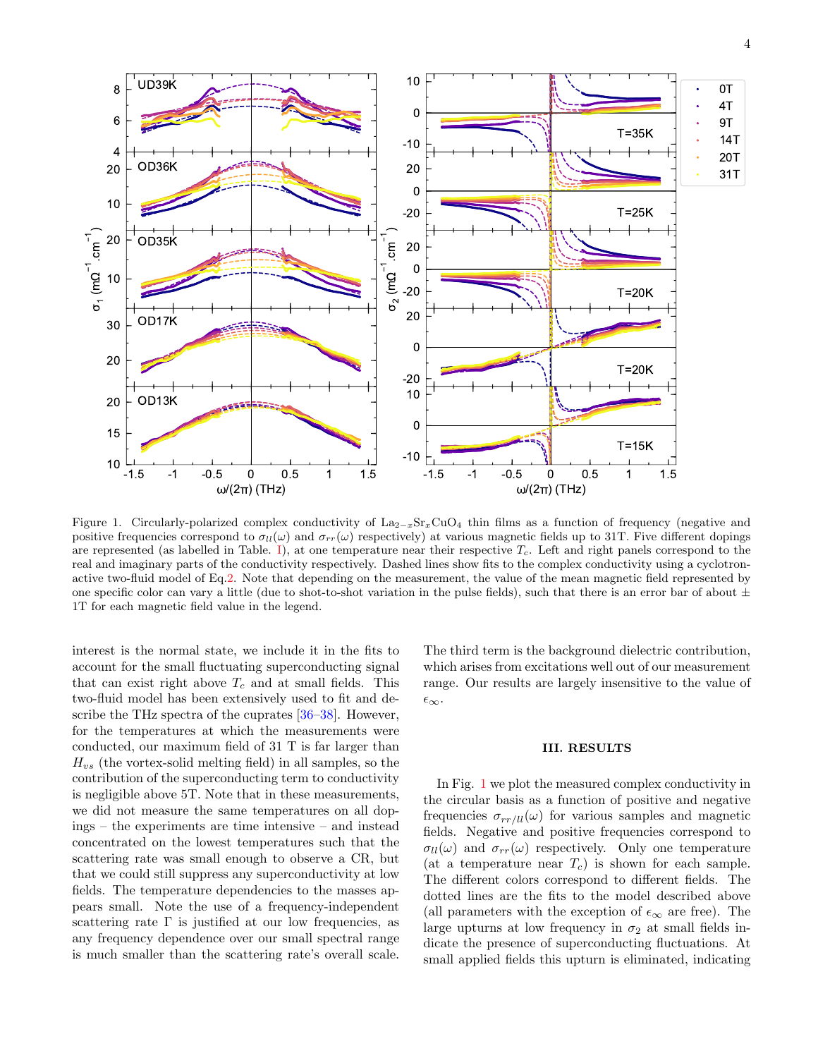Figure 1. Circularly-polarized complex conductivity of $La_{2-x}Sr_xCuO_4$ thin films as a function of frequency (negative and positive frequencies correspond to $\sigma_{ll}(\omega)$ and $\sigma_{rr}(\omega)$ respectively) at various magnetic fields up to 31T. Five different dopings are represented (as labelled in Table. 1), at one temperature near their respective $T_c$. Left and right panels correspond to the real and imaginary parts of the conductivity respectively. Dashed lines show fits to the complex conductivity using a cyclotron-active two-fluid model of Eq.2. Note that depending on the measurement, the value of the mean magnetic field represented by one specific color can vary a little (due to shot-to-shot variation in the pulse fields), such that there is an error bar of about ± 1T for each magnetic field value in the legend.

interest is the normal state, we include it in the fits to account for the small fluctuating superconducting signal that can exist right above $T_c$ and at small fields. This two-fluid model has been extensively used to fit and describe the THz spectra of the cuprates [36–38]. However, for the temperatures at which the measurements were conducted, our maximum field of 31 T is far larger than $H_{vs}$ (the vortex-solid melting field) in all samples, so the contribution of the superconducting term to conductivity is negligible above 5T. Note that in these measurements, we did not measure the same temperatures on all dopings – the experiments are time intensive – and instead concentrated on the lowest temperatures such that the scattering rate was small enough to observe a CR, but that we could still suppress any superconductivity at low fields. The temperature dependencies to the masses appears small. Note the use of a frequency-independent scattering rate $\Gamma$ is justified at our low frequencies, as any frequency dependence over our small spectral range is much smaller than the scattering rate's overall scale.

The third term is the background dielectric contribution, which arises from excitations well out of our measurement range. Our results are largely insensitive to the value of $\epsilon_\infty$.

## III. RESULTS

In Fig. 1 we plot the measured complex conductivity in the circular basis as a function of positive and negative frequencies $\sigma_{rr/ll}(\omega)$ for various samples and magnetic fields. Negative and positive frequencies correspond to $\sigma_{ll}(\omega)$ and $\sigma_{rr}(\omega)$ respectively. Only one temperature (at a temperature near $T_c$) is shown for each sample. The different colors correspond to different fields. The dotted lines are the fits to the model described above (all parameters with the exception of $\epsilon_\infty$ are free). The large upturns at low frequency in $\sigma_2$ at small fields indicate the presence of superconducting fluctuations. At small applied fields this upturn is eliminated, indicating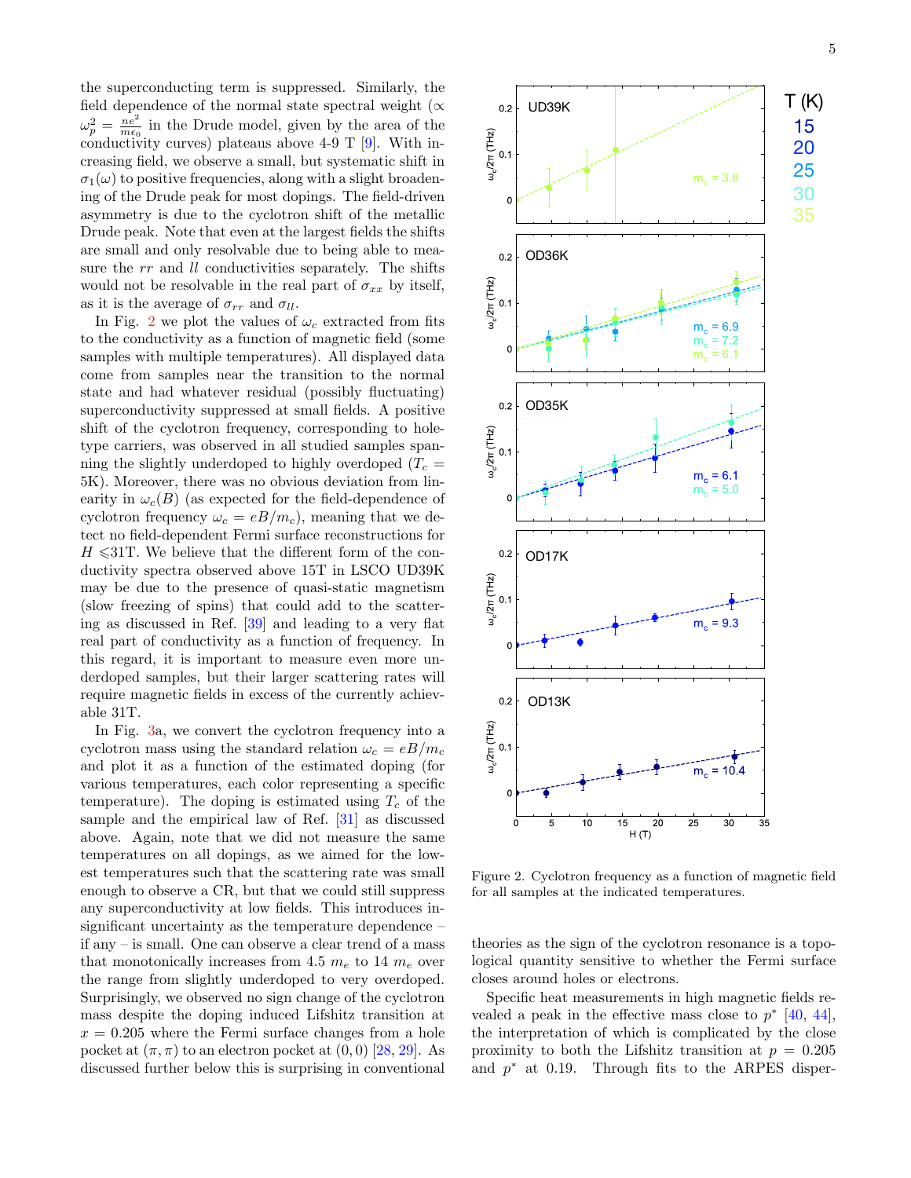the superconducting term is suppressed. Similarly, the field dependence of the normal state spectral weight ($\propto \omega_p^2 = \frac{ne^2}{m\epsilon_0}$ in the Drude model, given by the area of the conductivity curves) plateaus above 4-9 T [9]. With increasing field, we observe a small, but systematic shift in $\sigma_1(\omega)$ to positive frequencies, along with a slight broadening of the Drude peak for most dopings. The field-driven asymmetry is due to the cyclotron shift of the metallic Drude peak. Note that even at the largest fields the shifts are small and only resolvable due to being able to measure the $rr$ and $ll$ conductivities separately. The shifts would not be resolvable in the real part of $\sigma_{xx}$ by itself, as it is the average of $\sigma_{rr}$ and $\sigma_{ll}$.

In Fig. 2 we plot the values of $\omega_c$ extracted from fits to the conductivity as a function of magnetic field (some samples with multiple temperatures). All displayed data come from samples near the transition to the normal state and had whatever residual (possibly fluctuating) superconductivity suppressed at small fields. A positive shift of the cyclotron frequency, corresponding to hole-type carriers, was observed in all studied samples spanning the slightly underdoped to highly overdoped ($T_c$ = 5K). Moreover, there was no obvious deviation from linearity in $\omega_c(B)$ (as expected for the field-dependence of cyclotron frequency $\omega_c = eB/m_c$), meaning that we detect no field-dependent Fermi surface reconstructions for $H \leqslant$31T. We believe that the different form of the conductivity spectra observed above 15T in LSCO UD39K may be due to the presence of quasi-static magnetism (slow freezing of spins) that could add to the scattering as discussed in Ref. [39] and leading to a very flat real part of conductivity as a function of frequency. In this regard, it is important to measure even more underdoped samples, but their larger scattering rates will require magnetic fields in excess of the currently achievable 31T.

In Fig. 3a, we convert the cyclotron frequency into a cyclotron mass using the standard relation $\omega_c = eB/m_c$ and plot it as a function of the estimated doping (for various temperatures, each color representing a specific temperature). The doping is estimated using $T_c$ of the sample and the empirical law of Ref. [31] as discussed above. Again, note that we did not measure the same temperatures on all dopings, as we aimed for the lowest temperatures such that the scattering rate was small enough to observe a CR, but that we could still suppress any superconductivity at low fields. This introduces insignificant uncertainty as the temperature dependence – if any – is small. One can observe a clear trend of a mass that monotonically increases from 4.5 $m_e$ to 14 $m_e$ over the range from slightly underdoped to very overdoped. Surprisingly, we observed no sign change of the cyclotron mass despite the doping induced Lifshitz transition at $x = 0.205$ where the Fermi surface changes from a hole pocket at $(\pi, \pi)$ to an electron pocket at $(0, 0)$ [28, 29]. As discussed further below this is surprising in conventional theories as the sign of the cyclotron resonance is a topological quantity sensitive to whether the Fermi surface closes around holes or electrons.

Figure 2. Cyclotron frequency as a function of magnetic field for all samples at the indicated temperatures.

Specific heat measurements in high magnetic fields revealed a peak in the effective mass close to $p^*$ [40, 44], the interpretation of which is complicated by the close proximity to both the Lifshitz transition at $p = 0.205$ and $p^*$ at 0.19. Through fits to the ARPES disper-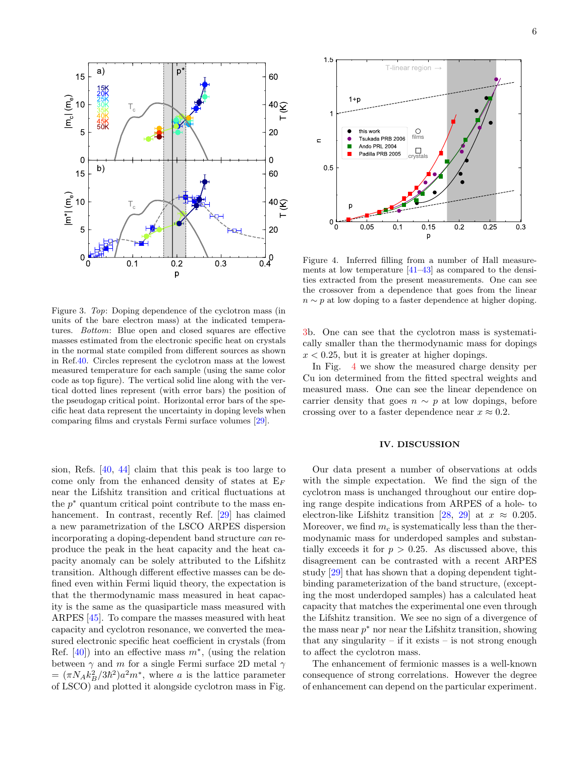Figure 3. *Top*: Doping dependence of the cyclotron mass (in units of the bare electron mass) at the indicated temperatures. *Bottom*: Blue open and closed squares are effective masses estimated from the electronic specific heat on crystals in the normal state compiled from different sources as shown in Ref.40. Circles represent the cyclotron mass at the lowest measured temperature for each sample (using the same color code as top figure). The vertical solid line along with the vertical dotted lines represent (with error bars) the position of the pseudogap critical point. Horizontal error bars of the specific heat data represent the uncertainty in doping levels when comparing films and crystals Fermi surface volumes [29].

Figure 4. Inferred filling from a number of Hall measurements at low temperature [41–43] as compared to the densities extracted from the present measurements. One can see the crossover from a dependence that goes from the linear $n \sim p$ at low doping to a faster dependence at higher doping.

sion, Refs. [40, 44] claim that this peak is too large to come only from the enhanced density of states at $E_F$ near the Lifshitz transition and critical fluctuations at the $p^*$ quantum critical point contribute to the mass enhancement. In contrast, recently Ref. [29] has claimed a new parametrization of the LSCO ARPES dispersion incorporating a doping-dependent band structure *can* reproduce the peak in the heat capacity and the heat capacity anomaly can be solely attributed to the Lifshitz transition. Although different effective masses can be defined even within Fermi liquid theory, the expectation is that the thermodynamic mass measured in heat capacity is the same as the quasiparticle mass measured with ARPES [45]. To compare the masses measured with heat capacity and cyclotron resonance, we converted the measured electronic specific heat coefficient in crystals (from Ref. [40]) into an effective mass $m^*$, (using the relation between $\gamma$ and $m$ for a single Fermi surface 2D metal $\gamma = (\pi N_A k_B^2/3\hbar^2)a^2m^*$, where $a$ is the lattice parameter of LSCO) and plotted it alongside cyclotron mass in Fig. 3b. One can see that the cyclotron mass is systematically smaller than the thermodynamic mass for dopings $x < 0.25$, but it is greater at higher dopings.

In Fig. 4 we show the measured charge density per Cu ion determined from the fitted spectral weights and measured mass. One can see the linear dependence on carrier density that goes $n \sim p$ at low dopings, before crossing over to a faster dependence near $x \approx 0.2$.

## IV. DISCUSSION

Our data present a number of observations at odds with the simple expectation. We find the sign of the cyclotron mass is unchanged throughout our entire doping range despite indications from ARPES of a hole- to electron-like Lifshitz transition [28, 29] at $x \approx 0.205$. Moreover, we find $m_c$ is systematically less than the thermodynamic mass for underdoped samples and substantially exceeds it for $p > 0.25$. As discussed above, this disagreement can be contrasted with a recent ARPES study [29] that has shown that a doping dependent tight-binding parameterization of the band structure, (excepting the most underdoped samples) has a calculated heat capacity that matches the experimental one even through the Lifshitz transition. We see no sign of a divergence of the mass near $p^*$ nor near the Lifshitz transition, showing that any singularity – if it exists – is not strong enough to affect the cyclotron mass.

The enhancement of fermionic masses is a well-known consequence of strong correlations. However the degree of enhancement can depend on the particular experiment.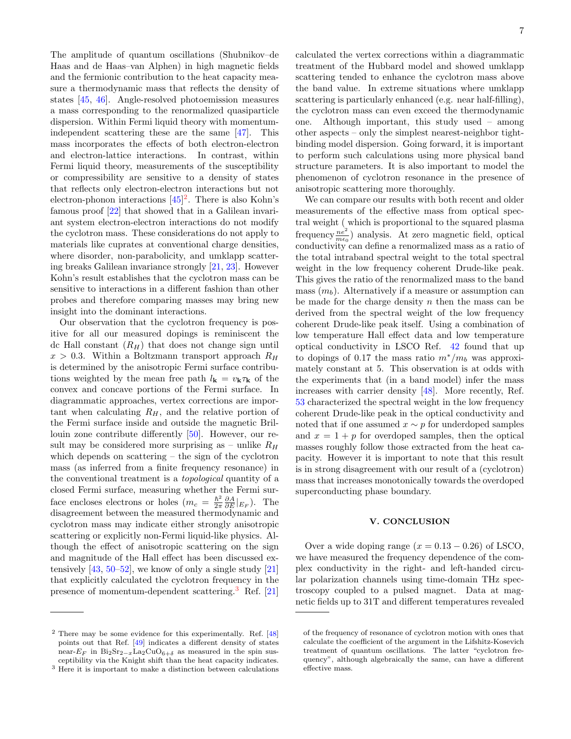The amplitude of quantum oscillations (Shubnikov–de Haas and de Haas–van Alphen) in high magnetic fields and the fermionic contribution to the heat capacity measure a thermodynamic mass that reflects the density of states [45, 46]. Angle-resolved photoemission measures a mass corresponding to the renormalized quasiparticle dispersion. Within Fermi liquid theory with momentum-independent scattering these are the same [47]. This mass incorporates the effects of both electron-electron and electron-lattice interactions. In contrast, within Fermi liquid theory, measurements of the susceptibility or compressibility are sensitive to a density of states that reflects only electron-electron interactions but not electron-phonon interactions [45][2]. There is also Kohn's famous proof [22] that showed that in a Galilean invariant system electron-electron interactions do not modify the cyclotron mass. These considerations do not apply to materials like cuprates at conventional charge densities, where disorder, non-parabolicity, and umklapp scattering breaks Galilean invariance strongly [21, 23]. However Kohn's result establishes that the cyclotron mass can be sensitive to interactions in a different fashion than other probes and therefore comparing masses may bring new insight into the dominant interactions.

Our observation that the cyclotron frequency is positive for all our measured dopings is reminiscent the dc Hall constant ($R_H$) that does not change sign until $x > 0.3$. Within a Boltzmann transport approach $R_H$ is determined by the anisotropic Fermi surface contributions weighted by the mean free path $l_{\mathbf{k}} = v_{\mathbf{k}}\tau_{\mathbf{k}}$ of the convex and concave portions of the Fermi surface. In diagrammatic approaches, vertex corrections are important when calculating $R_H$, and the relative portion of the Fermi surface inside and outside the magnetic Brillouin zone contribute differently [50]. However, our result may be considered more surprising as – unlike $R_H$ which depends on scattering – the sign of the cyclotron mass (as inferred from a finite frequency resonance) in the conventional treatment is a *topological* quantity of a closed Fermi surface, measuring whether the Fermi surface encloses electrons or holes ($m_c = \frac{\hbar^2}{2\pi}\frac{\partial A}{\partial E}|_{E_F}$). The disagreement between the measured thermodynamic and cyclotron mass may indicate either strongly anisotropic scattering or explicitly non-Fermi liquid-like physics. Although the effect of anisotropic scattering on the sign and magnitude of the Hall effect has been discussed extensively [43, 50–52], we know of only a single study [21] that explicitly calculated the cyclotron frequency in the presence of momentum-dependent scattering.[3] Ref. [21] calculated the vertex corrections within a diagrammatic treatment of the Hubbard model and showed umklapp scattering tended to enhance the cyclotron mass above the band value. In extreme situations where umklapp scattering is particularly enhanced (e.g. near half-filling), the cyclotron mass can even exceed the thermodynamic one. Although important, this study used – among other aspects – only the simplest nearest-neighbor tight-binding model dispersion. Going forward, it is important to perform such calculations using more physical band structure parameters. It is also important to model the phenomenon of cyclotron resonance in the presence of anisotropic scattering more thoroughly.

We can compare our results with both recent and older measurements of the effective mass from optical spectral weight ( which is proportional to the squared plasma frequency $\frac{ne^2}{m\epsilon_0}$) analysis. At zero magnetic field, optical conductivity can define a renormalized mass as a ratio of the total intraband spectral weight to the total spectral weight in the low frequency coherent Drude-like peak. This gives the ratio of the renormalized mass to the band mass ($m_b$). Alternatively if a measure or assumption can be made for the charge density $n$ then the mass can be derived from the spectral weight of the low frequency coherent Drude-like peak itself. Using a combination of low temperature Hall effect data and low temperature optical conductivity in LSCO Ref. 42 found that up to dopings of 0.17 the mass ratio $m^*/m_b$ was approximately constant at 5. This observation is at odds with the experiments that (in a band model) infer the mass increases with carrier density [48]. More recently, Ref. 53 characterized the spectral weight in the low frequency coherent Drude-like peak in the optical conductivity and noted that if one assumed $x \sim p$ for underdoped samples and $x = 1 + p$ for overdoped samples, then the optical masses roughly follow those extracted from the heat capacity. However it is important to note that this result is in strong disagreement with our result of a (cyclotron) mass that increases monotonically towards the overdoped superconducting phase boundary.

## V. CONCLUSION

Over a wide doping range ($x = 0.13 - 0.26$) of LSCO, we have measured the frequency dependence of the complex conductivity in the right- and left-handed circular polarization channels using time-domain THz spectroscopy coupled to a pulsed magnet. Data at magnetic fields up to 31T and different temperatures revealed

---

[2] There may be some evidence for this experimentally. Ref. [48] points out that Ref. [49] indicates a different density of states near-$E_F$ in $Bi_2Sr_{2-x}La_2CuO_{6+\delta}$ as measured in the spin susceptibility via the Knight shift than the heat capacity indicates.

[3] Here it is important to make a distinction between calculations of the frequency of resonance of cyclotron motion with ones that calculate the coefficient of the argument in the Lifshitz-Kosevich treatment of quantum oscillations. The latter "cyclotron frequency", although algebraically the same, can have a different effective mass.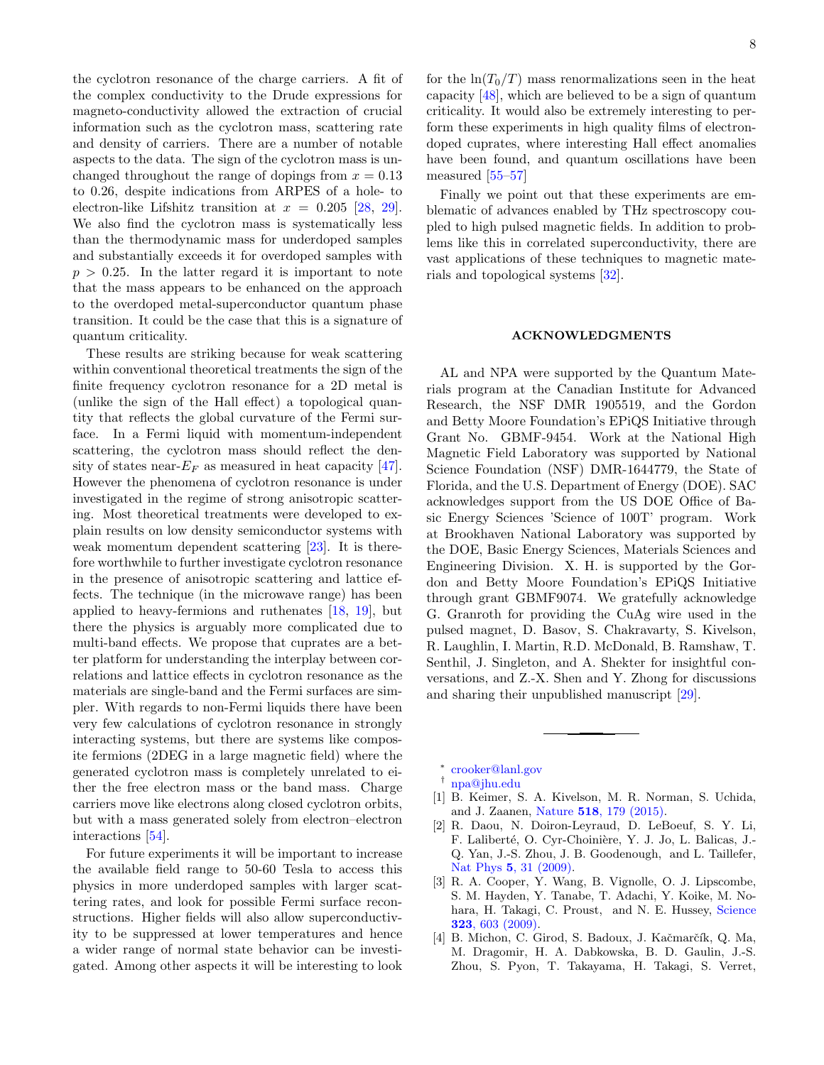the cyclotron resonance of the charge carriers. A fit of the complex conductivity to the Drude expressions for magneto-conductivity allowed the extraction of crucial information such as the cyclotron mass, scattering rate and density of carriers. There are a number of notable aspects to the data. The sign of the cyclotron mass is unchanged throughout the range of dopings from $x = 0.13$ to 0.26, despite indications from ARPES of a hole- to electron-like Lifshitz transition at $x = 0.205$ [28, 29]. We also find the cyclotron mass is systematically less than the thermodynamic mass for underdoped samples and substantially exceeds it for overdoped samples with $p > 0.25$. In the latter regard it is important to note that the mass appears to be enhanced on the approach to the overdoped metal-superconductor quantum phase transition. It could be the case that this is a signature of quantum criticality.

These results are striking because for weak scattering within conventional theoretical treatments the sign of the finite frequency cyclotron resonance for a 2D metal is (unlike the sign of the Hall effect) a topological quantity that reflects the global curvature of the Fermi surface. In a Fermi liquid with momentum-independent scattering, the cyclotron mass should reflect the density of states near-$E_F$ as measured in heat capacity [47]. However the phenomena of cyclotron resonance is under investigated in the regime of strong anisotropic scattering. Most theoretical treatments were developed to explain results on low density semiconductor systems with weak momentum dependent scattering [23]. It is therefore worthwhile to further investigate cyclotron resonance in the presence of anisotropic scattering and lattice effects. The technique (in the microwave range) has been applied to heavy-fermions and ruthenates [18, 19], but there the physics is arguably more complicated due to multi-band effects. We propose that cuprates are a better platform for understanding the interplay between correlations and lattice effects in cyclotron resonance as the materials are single-band and the Fermi surfaces are simpler. With regards to non-Fermi liquids there have been very few calculations of cyclotron resonance in strongly interacting systems, but there are systems like composite fermions (2DEG in a large magnetic field) where the generated cyclotron mass is completely unrelated to either the free electron mass or the band mass. Charge carriers move like electrons along closed cyclotron orbits, but with a mass generated solely from electron–electron interactions [54].

For future experiments it will be important to increase the available field range to 50-60 Tesla to access this physics in more underdoped samples with larger scattering rates, and look for possible Fermi surface reconstructions. Higher fields will also allow superconductivity to be suppressed at lower temperatures and hence a wider range of normal state behavior can be investigated. Among other aspects it will be interesting to look for the $\ln(T_0/T)$ mass renormalizations seen in the heat capacity [48], which are believed to be a sign of quantum criticality. It would also be extremely interesting to perform these experiments in high quality films of electron-doped cuprates, where interesting Hall effect anomalies have been found, and quantum oscillations have been measured [55–57]

Finally we point out that these experiments are emblematic of advances enabled by THz spectroscopy coupled to high pulsed magnetic fields. In addition to problems like this in correlated superconductivity, there are vast applications of these techniques to magnetic materials and topological systems [32].

## ACKNOWLEDGMENTS

AL and NPA were supported by the Quantum Materials program at the Canadian Institute for Advanced Research, the NSF DMR 1905519, and the Gordon and Betty Moore Foundation's EPiQS Initiative through Grant No. GBMF-9454. Work at the National High Magnetic Field Laboratory was supported by National Science Foundation (NSF) DMR-1644779, the State of Florida, and the U.S. Department of Energy (DOE). SAC acknowledges support from the US DOE Office of Basic Energy Sciences 'Science of 100T' program. Work at Brookhaven National Laboratory was supported by the DOE, Basic Energy Sciences, Materials Sciences and Engineering Division. X. H. is supported by the Gordon and Betty Moore Foundation's EPiQS Initiative through grant GBMF9074. We gratefully acknowledge G. Granroth for providing the CuAg wire used in the pulsed magnet, D. Basov, S. Chakravarty, S. Kivelson, R. Laughlin, I. Martin, R.D. McDonald, B. Ramshaw, T. Senthil, J. Singleton, and A. Shekter for insightful conversations, and Z.-X. Shen and Y. Zhong for discussions and sharing their unpublished manuscript [29].

---

[*] crooker@lanl.gov
[†] npa@jhu.edu

[1] B. Keimer, S. A. Kivelson, M. R. Norman, S. Uchida, and J. Zaanen, Nature **518**, 179 (2015).

[2] R. Daou, N. Doiron-Leyraud, D. LeBoeuf, S. Y. Li, F. Laliberté, O. Cyr-Choinière, Y. J. Jo, L. Balicas, J.-Q. Yan, J.-S. Zhou, J. B. Goodenough, and L. Taillefer, Nat Phys **5**, 31 (2009).

[3] R. A. Cooper, Y. Wang, B. Vignolle, O. J. Lipscombe, S. M. Hayden, Y. Tanabe, T. Adachi, Y. Koike, M. Nohara, H. Takagi, C. Proust, and N. E. Hussey, Science **323**, 603 (2009).

[4] B. Michon, C. Girod, S. Badoux, J. Kačmarčík, Q. Ma, M. Dragomir, H. A. Dabkowska, B. D. Gaulin, J.-S. Zhou, S. Pyon, T. Takayama, H. Takagi, S. Verret,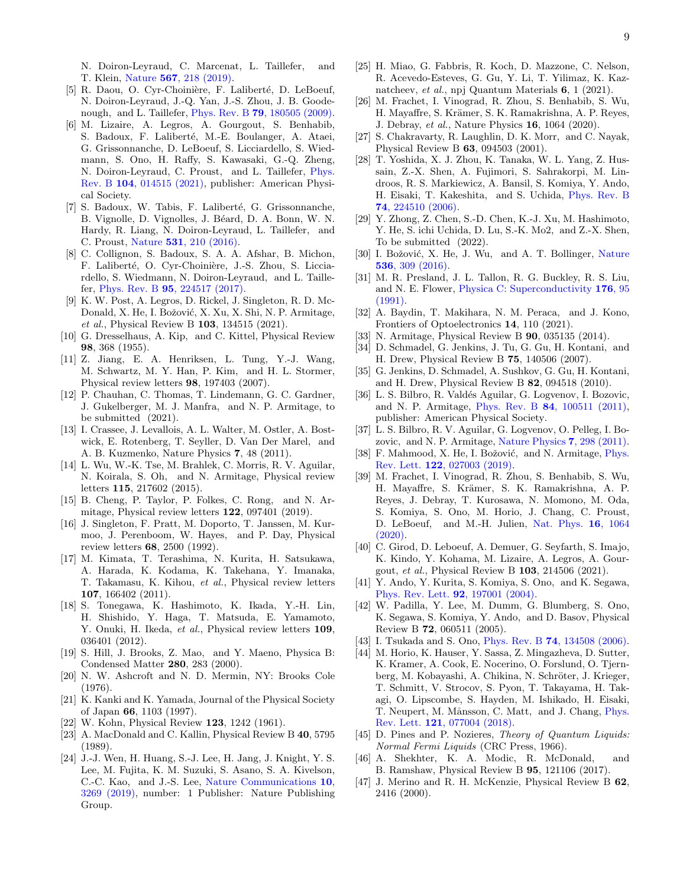N. Doiron-Leyraud, C. Marcenat, L. Taillefer, and T. Klein, Nature **567**, 218 (2019).

[5] R. Daou, O. Cyr-Choinière, F. Laliberté, D. LeBoeuf, N. Doiron-Leyraud, J.-Q. Yan, J.-S. Zhou, J. B. Goodenough, and L. Taillefer, Phys. Rev. B **79**, 180505 (2009).

[6] M. Lizaire, A. Legros, A. Gourgout, S. Benhabib, S. Badoux, F. Laliberté, M.-E. Boulanger, A. Ataei, G. Grissonnanche, D. LeBoeuf, S. Licciardello, S. Wiedmann, S. Ono, H. Raffy, S. Kawasaki, G.-Q. Zheng, N. Doiron-Leyraud, C. Proust, and L. Taillefer, Phys. Rev. B **104**, 014515 (2021), publisher: American Physical Society.

[7] S. Badoux, W. Tabis, F. Laliberté, G. Grissonnanche, B. Vignolle, D. Vignolles, J. Béard, D. A. Bonn, W. N. Hardy, R. Liang, N. Doiron-Leyraud, L. Taillefer, and C. Proust, Nature **531**, 210 (2016).

[8] C. Collignon, S. Badoux, S. A. A. Afshar, B. Michon, F. Laliberté, O. Cyr-Choinière, J.-S. Zhou, S. Licciardello, S. Wiedmann, N. Doiron-Leyraud, and L. Taillefer, Phys. Rev. B **95**, 224517 (2017).

[9] K. W. Post, A. Legros, D. Rickel, J. Singleton, R. D. McDonald, X. He, I. Božović, X. Xu, X. Shi, N. P. Armitage, *et al.*, Physical Review B **103**, 134515 (2021).

[10] G. Dresselhaus, A. Kip, and C. Kittel, Physical Review **98**, 368 (1955).

[11] Z. Jiang, E. A. Henriksen, L. Tung, Y.-J. Wang, M. Schwartz, M. Y. Han, P. Kim, and H. L. Stormer, Physical review letters **98**, 197403 (2007).

[12] P. Chauhan, C. Thomas, T. Lindemann, G. C. Gardner, J. Gukelberger, M. J. Manfra, and N. P. Armitage, to be submitted (2021).

[13] I. Crassee, J. Levallois, A. L. Walter, M. Ostler, A. Bostwick, E. Rotenberg, T. Seyller, D. Van Der Marel, and A. B. Kuzmenko, Nature Physics **7**, 48 (2011).

[14] L. Wu, W.-K. Tse, M. Brahlek, C. Morris, R. V. Aguilar, N. Koirala, S. Oh, and N. Armitage, Physical review letters **115**, 217602 (2015).

[15] B. Cheng, P. Taylor, P. Folkes, C. Rong, and N. Armitage, Physical review letters **122**, 097401 (2019).

[16] J. Singleton, F. Pratt, M. Doporto, T. Janssen, M. Kurmoo, J. Perenboom, W. Hayes, and P. Day, Physical review letters **68**, 2500 (1992).

[17] M. Kimata, T. Terashima, N. Kurita, H. Satsukawa, A. Harada, K. Kodama, K. Takehana, Y. Imanaka, T. Takamasu, K. Kihou, *et al.*, Physical review letters **107**, 166402 (2011).

[18] S. Tonegawa, K. Hashimoto, K. Ikada, Y.-H. Lin, H. Shishido, Y. Haga, T. Matsuda, E. Yamamoto, Y. Onuki, H. Ikeda, *et al.*, Physical review letters **109**, 036401 (2012).

[19] S. Hill, J. Brooks, Z. Mao, and Y. Maeno, Physica B: Condensed Matter **280**, 283 (2000).

[20] N. W. Ashcroft and N. D. Mermin, NY: Brooks Cole (1976).

[21] K. Kanki and K. Yamada, Journal of the Physical Society of Japan **66**, 1103 (1997).

[22] W. Kohn, Physical Review **123**, 1242 (1961).

[23] A. MacDonald and C. Kallin, Physical Review B **40**, 5795 (1989).

[24] J.-J. Wen, H. Huang, S.-J. Lee, H. Jang, J. Knight, Y. S. Lee, M. Fujita, K. M. Suzuki, S. Asano, S. A. Kivelson, C.-C. Kao, and J.-S. Lee, Nature Communications **10**, 3269 (2019), number: 1 Publisher: Nature Publishing Group.

[25] H. Miao, G. Fabbris, R. Koch, D. Mazzone, C. Nelson, R. Acevedo-Esteves, G. Gu, Y. Li, T. Yilimaz, K. Kaznatcheev, *et al.*, npj Quantum Materials **6**, 1 (2021).

[26] M. Frachet, I. Vinograd, R. Zhou, S. Benhabib, S. Wu, H. Mayaffre, S. Krämer, S. K. Ramakrishna, A. P. Reyes, J. Debray, *et al.*, Nature Physics **16**, 1064 (2020).

[27] S. Chakravarty, R. Laughlin, D. K. Morr, and C. Nayak, Physical Review B **63**, 094503 (2001).

[28] T. Yoshida, X. J. Zhou, K. Tanaka, W. L. Yang, Z. Hussain, Z.-X. Shen, A. Fujimori, S. Sahrakorpi, M. Lindroos, R. S. Markiewicz, A. Bansil, S. Komiya, Y. Ando, H. Eisaki, T. Kakeshita, and S. Uchida, Phys. Rev. B **74**, 224510 (2006).

[29] Y. Zhong, Z. Chen, S.-D. Chen, K.-J. Xu, M. Hashimoto, Y. He, S. ichi Uchida, D. Lu, S.-K. Mo2, and Z.-X. Shen, To be submitted (2022).

[30] I. Božović, X. He, J. Wu, and A. T. Bollinger, Nature **536**, 309 (2016).

[31] M. R. Presland, J. L. Tallon, R. G. Buckley, R. S. Liu, and N. E. Flower, Physica C: Superconductivity **176**, 95 (1991).

[32] A. Baydin, T. Makihara, N. M. Peraca, and J. Kono, Frontiers of Optoelectronics **14**, 110 (2021).

[33] N. Armitage, Physical Review B **90**, 035135 (2014).

[34] D. Schmadel, G. Jenkins, J. Tu, G. Gu, H. Kontani, and H. Drew, Physical Review B **75**, 140506 (2007).

[35] G. Jenkins, D. Schmadel, A. Sushkov, G. Gu, H. Kontani, and H. Drew, Physical Review B **82**, 094518 (2010).

[36] L. S. Bilbro, R. Valdés Aguilar, G. Logvenov, I. Bozovic, and N. P. Armitage, Phys. Rev. B **84**, 100511 (2011), publisher: American Physical Society.

[37] L. S. Bilbro, R. V. Aguilar, G. Logvenov, O. Pelleg, I. Bozovic, and N. P. Armitage, Nature Physics **7**, 298 (2011).

[38] F. Mahmood, X. He, I. Božović, and N. Armitage, Phys. Rev. Lett. **122**, 027003 (2019).

[39] M. Frachet, I. Vinograd, R. Zhou, S. Benhabib, S. Wu, H. Mayaffre, S. Krämer, S. K. Ramakrishna, A. P. Reyes, J. Debray, T. Kurosawa, N. Momono, M. Oda, S. Komiya, S. Ono, M. Horio, J. Chang, C. Proust, D. LeBoeuf, and M.-H. Julien, Nat. Phys. **16**, 1064 (2020).

[40] C. Girod, D. Leboeuf, A. Demuer, G. Seyfarth, S. Imajo, K. Kindo, Y. Kohama, M. Lizaire, A. Legros, A. Gourgout, *et al.*, Physical Review B **103**, 214506 (2021).

[41] Y. Ando, Y. Kurita, S. Komiya, S. Ono, and K. Segawa, Phys. Rev. Lett. **92**, 197001 (2004).

[42] W. Padilla, Y. Lee, M. Dumm, G. Blumberg, S. Ono, K. Segawa, S. Komiya, Y. Ando, and D. Basov, Physical Review B **72**, 060511 (2005).

[43] I. Tsukada and S. Ono, Phys. Rev. B **74**, 134508 (2006).

[44] M. Horio, K. Hauser, Y. Sassa, Z. Mingazheva, D. Sutter, K. Kramer, A. Cook, E. Nocerino, O. Forslund, O. Tjernberg, M. Kobayashi, A. Chikina, N. Schröter, J. Krieger, T. Schmitt, V. Strocov, S. Pyon, T. Takayama, H. Takagi, O. Lipscombe, S. Hayden, M. Ishikado, H. Eisaki, T. Neupert, M. Månsson, C. Matt, and J. Chang, Phys. Rev. Lett. **121**, 077004 (2018).

[45] D. Pines and P. Nozieres, *Theory of Quantum Liquids: Normal Fermi Liquids* (CRC Press, 1966).

[46] A. Shekhter, K. A. Modic, R. McDonald, and B. Ramshaw, Physical Review B **95**, 121106 (2017).

[47] J. Merino and R. H. McKenzie, Physical Review B **62**, 2416 (2000).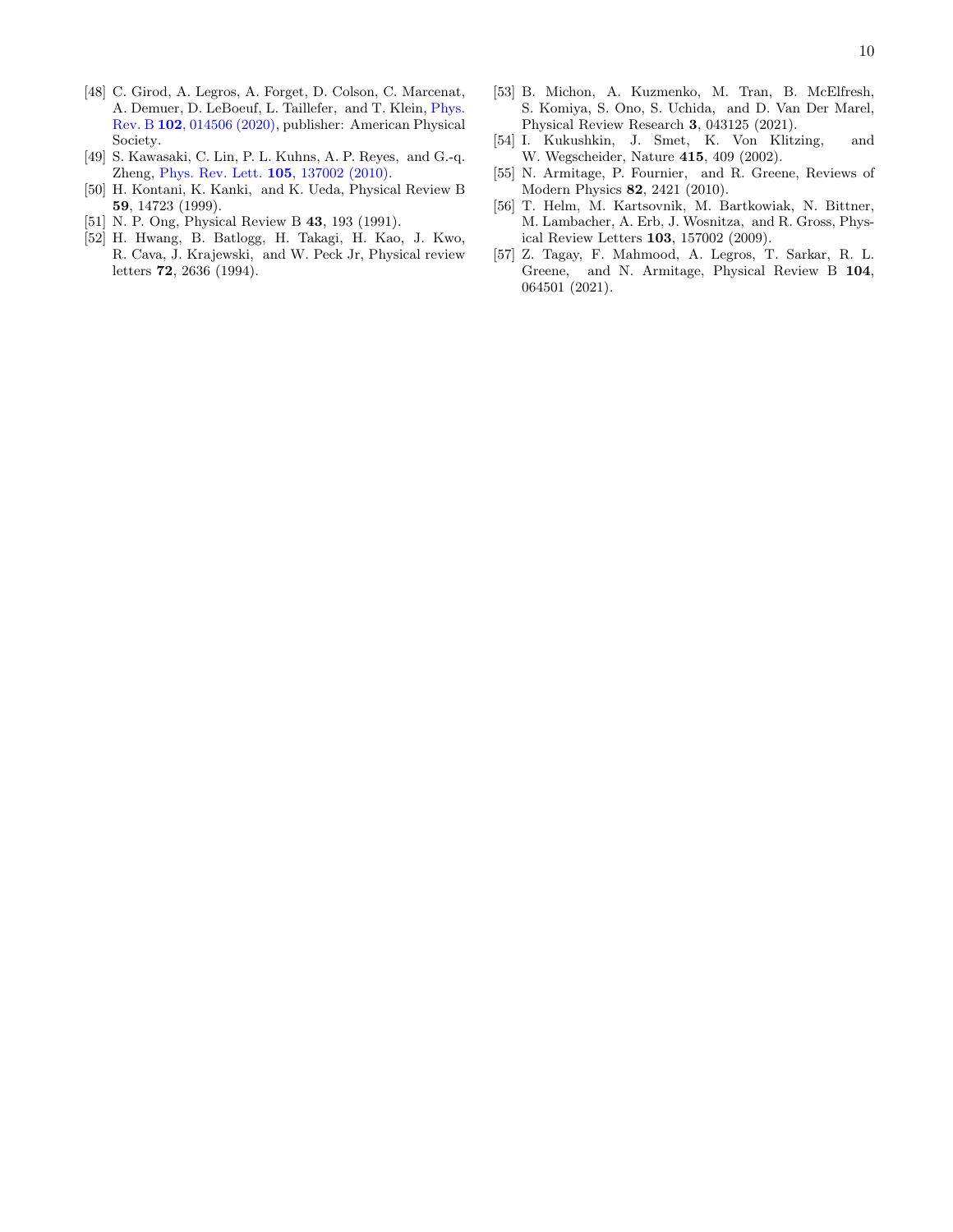[48] C. Girod, A. Legros, A. Forget, D. Colson, C. Marcenat, A. Demuer, D. LeBoeuf, L. Taillefer, and T. Klein, Phys. Rev. B **102**, 014506 (2020), publisher: American Physical Society.

[49] S. Kawasaki, C. Lin, P. L. Kuhns, A. P. Reyes, and G.-q. Zheng, Phys. Rev. Lett. **105**, 137002 (2010).

[50] H. Kontani, K. Kanki, and K. Ueda, Physical Review B **59**, 14723 (1999).

[51] N. P. Ong, Physical Review B **43**, 193 (1991).

[52] H. Hwang, B. Batlogg, H. Takagi, H. Kao, J. Kwo, R. Cava, J. Krajewski, and W. Peck Jr, Physical review letters **72**, 2636 (1994).

[53] B. Michon, A. Kuzmenko, M. Tran, B. McElfresh, S. Komiya, S. Ono, S. Uchida, and D. Van Der Marel, Physical Review Research **3**, 043125 (2021).

[54] I. Kukushkin, J. Smet, K. Von Klitzing, and W. Wegscheider, Nature **415**, 409 (2002).

[55] N. Armitage, P. Fournier, and R. Greene, Reviews of Modern Physics **82**, 2421 (2010).

[56] T. Helm, M. Kartsovnik, M. Bartkowiak, N. Bittner, M. Lambacher, A. Erb, J. Wosnitza, and R. Gross, Physical Review Letters **103**, 157002 (2009).

[57] Z. Tagay, F. Mahmood, A. Legros, T. Sarkar, R. L. Greene, and N. Armitage, Physical Review B **104**, 064501 (2021).